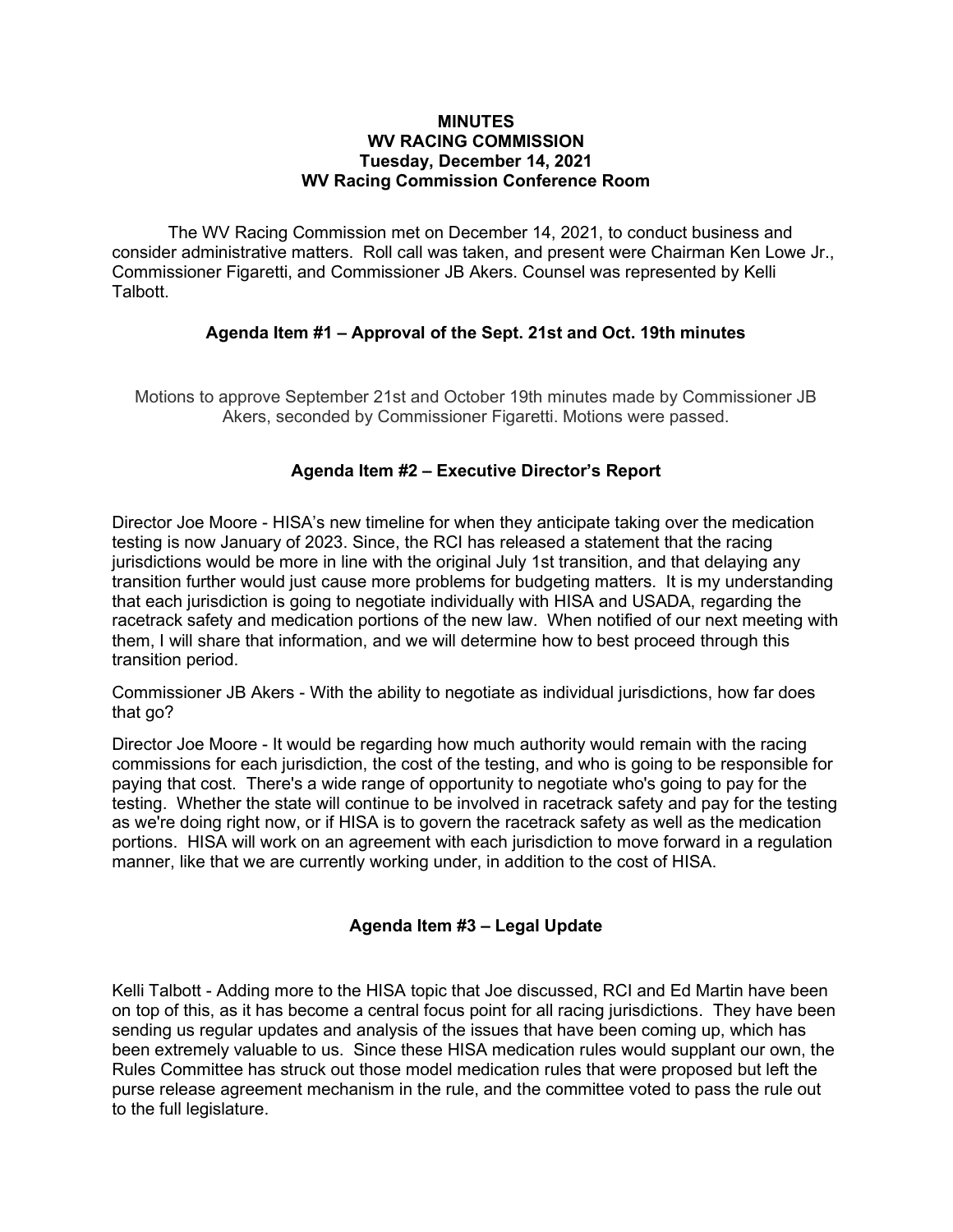# MINUTES
# WV RACING COMMISSION
## Tuesday, December 14, 2021
## WV Racing Commission Conference Room

The WV Racing Commission met on December 14, 2021, to conduct business and consider administrative matters. Roll call was taken, and present were Chairman Ken Lowe Jr., Commissioner Figaretti, and Commissioner JB Akers. Counsel was represented by Kelli Talbott.

### Agenda Item #1 – Approval of the Sept. 21st and Oct. 19th minutes

Motions to approve September 21st and October 19th minutes made by Commissioner JB Akers, seconded by Commissioner Figaretti. Motions were passed.

### Agenda Item #2 – Executive Director's Report

Director Joe Moore - HISA's new timeline for when they anticipate taking over the medication testing is now January of 2023. Since, the RCI has released a statement that the racing jurisdictions would be more in line with the original July 1st transition, and that delaying any transition further would just cause more problems for budgeting matters. It is my understanding that each jurisdiction is going to negotiate individually with HISA and USADA, regarding the racetrack safety and medication portions of the new law. When notified of our next meeting with them, I will share that information, and we will determine how to best proceed through this transition period.

Commissioner JB Akers - With the ability to negotiate as individual jurisdictions, how far does that go?

Director Joe Moore - It would be regarding how much authority would remain with the racing commissions for each jurisdiction, the cost of the testing, and who is going to be responsible for paying that cost. There's a wide range of opportunity to negotiate who's going to pay for the testing. Whether the state will continue to be involved in racetrack safety and pay for the testing as we're doing right now, or if HISA is to govern the racetrack safety as well as the medication portions. HISA will work on an agreement with each jurisdiction to move forward in a regulation manner, like that we are currently working under, in addition to the cost of HISA.

### Agenda Item #3 – Legal Update

Kelli Talbott - Adding more to the HISA topic that Joe discussed, RCI and Ed Martin have been on top of this, as it has become a central focus point for all racing jurisdictions. They have been sending us regular updates and analysis of the issues that have been coming up, which has been extremely valuable to us. Since these HISA medication rules would supplant our own, the Rules Committee has struck out those model medication rules that were proposed but left the purse release agreement mechanism in the rule, and the committee voted to pass the rule out to the full legislature.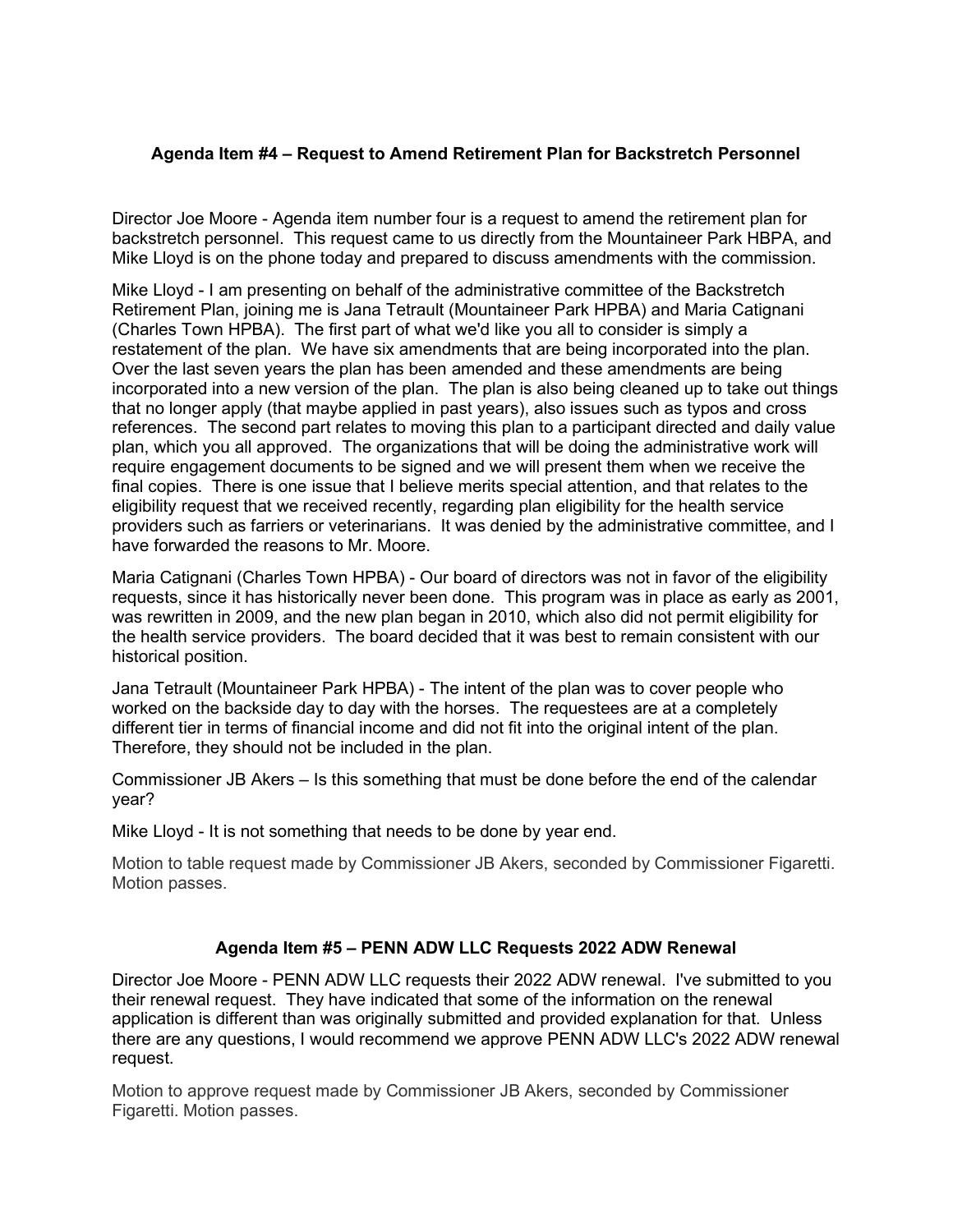### Agenda Item #4 – Request to Amend Retirement Plan for Backstretch Personnel

Director Joe Moore - Agenda item number four is a request to amend the retirement plan for backstretch personnel. This request came to us directly from the Mountaineer Park HBPA, and Mike Lloyd is on the phone today and prepared to discuss amendments with the commission.

Mike Lloyd - I am presenting on behalf of the administrative committee of the Backstretch Retirement Plan, joining me is Jana Tetrault (Mountaineer Park HPBA) and Maria Catignani (Charles Town HPBA). The first part of what we'd like you all to consider is simply a restatement of the plan. We have six amendments that are being incorporated into the plan. Over the last seven years the plan has been amended and these amendments are being incorporated into a new version of the plan. The plan is also being cleaned up to take out things that no longer apply (that maybe applied in past years), also issues such as typos and cross references. The second part relates to moving this plan to a participant directed and daily value plan, which you all approved. The organizations that will be doing the administrative work will require engagement documents to be signed and we will present them when we receive the final copies. There is one issue that I believe merits special attention, and that relates to the eligibility request that we received recently, regarding plan eligibility for the health service providers such as farriers or veterinarians. It was denied by the administrative committee, and I have forwarded the reasons to Mr. Moore.

Maria Catignani (Charles Town HPBA) - Our board of directors was not in favor of the eligibility requests, since it has historically never been done. This program was in place as early as 2001, was rewritten in 2009, and the new plan began in 2010, which also did not permit eligibility for the health service providers. The board decided that it was best to remain consistent with our historical position.

Jana Tetrault (Mountaineer Park HPBA) - The intent of the plan was to cover people who worked on the backside day to day with the horses. The requestees are at a completely different tier in terms of financial income and did not fit into the original intent of the plan. Therefore, they should not be included in the plan.

Commissioner JB Akers – Is this something that must be done before the end of the calendar year?

Mike Lloyd - It is not something that needs to be done by year end.

Motion to table request made by Commissioner JB Akers, seconded by Commissioner Figaretti. Motion passes.

### Agenda Item #5 – PENN ADW LLC Requests 2022 ADW Renewal

Director Joe Moore - PENN ADW LLC requests their 2022 ADW renewal. I've submitted to you their renewal request. They have indicated that some of the information on the renewal application is different than was originally submitted and provided explanation for that. Unless there are any questions, I would recommend we approve PENN ADW LLC's 2022 ADW renewal request.

Motion to approve request made by Commissioner JB Akers, seconded by Commissioner Figaretti. Motion passes.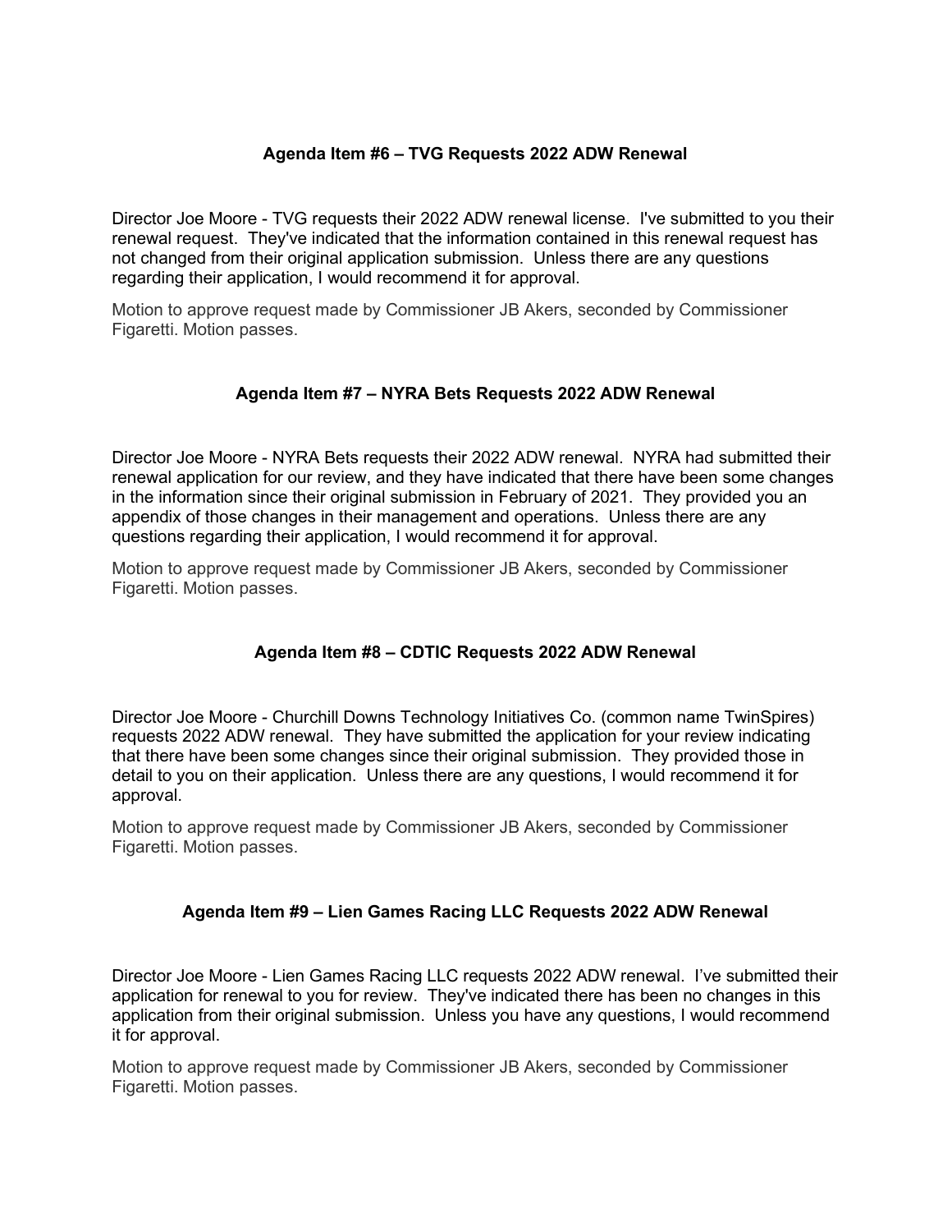### Agenda Item #6 – TVG Requests 2022 ADW Renewal

Director Joe Moore - TVG requests their 2022 ADW renewal license. I've submitted to you their renewal request. They've indicated that the information contained in this renewal request has not changed from their original application submission. Unless there are any questions regarding their application, I would recommend it for approval.

Motion to approve request made by Commissioner JB Akers, seconded by Commissioner Figaretti. Motion passes.

### Agenda Item #7 – NYRA Bets Requests 2022 ADW Renewal

Director Joe Moore - NYRA Bets requests their 2022 ADW renewal. NYRA had submitted their renewal application for our review, and they have indicated that there have been some changes in the information since their original submission in February of 2021. They provided you an appendix of those changes in their management and operations. Unless there are any questions regarding their application, I would recommend it for approval.

Motion to approve request made by Commissioner JB Akers, seconded by Commissioner Figaretti. Motion passes.

### Agenda Item #8 – CDTIC Requests 2022 ADW Renewal

Director Joe Moore - Churchill Downs Technology Initiatives Co. (common name TwinSpires) requests 2022 ADW renewal. They have submitted the application for your review indicating that there have been some changes since their original submission. They provided those in detail to you on their application. Unless there are any questions, I would recommend it for approval.

Motion to approve request made by Commissioner JB Akers, seconded by Commissioner Figaretti. Motion passes.

### Agenda Item #9 – Lien Games Racing LLC Requests 2022 ADW Renewal

Director Joe Moore - Lien Games Racing LLC requests 2022 ADW renewal. I've submitted their application for renewal to you for review. They've indicated there has been no changes in this application from their original submission. Unless you have any questions, I would recommend it for approval.

Motion to approve request made by Commissioner JB Akers, seconded by Commissioner Figaretti. Motion passes.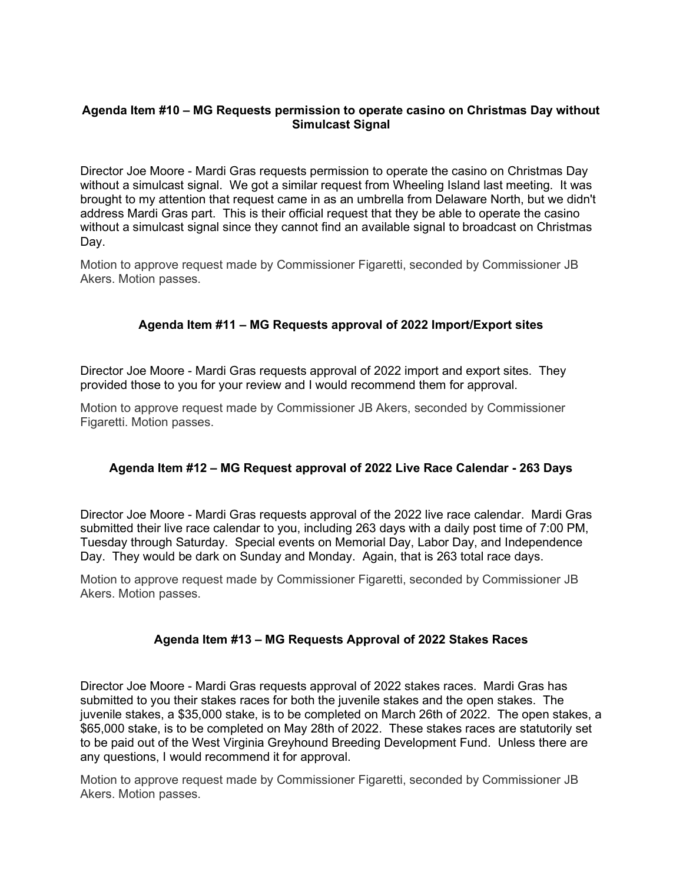### Agenda Item #10 – MG Requests permission to operate casino on Christmas Day without Simulcast Signal

Director Joe Moore - Mardi Gras requests permission to operate the casino on Christmas Day without a simulcast signal. We got a similar request from Wheeling Island last meeting. It was brought to my attention that request came in as an umbrella from Delaware North, but we didn't address Mardi Gras part. This is their official request that they be able to operate the casino without a simulcast signal since they cannot find an available signal to broadcast on Christmas Day.

Motion to approve request made by Commissioner Figaretti, seconded by Commissioner JB Akers. Motion passes.

### Agenda Item #11 – MG Requests approval of 2022 Import/Export sites

Director Joe Moore - Mardi Gras requests approval of 2022 import and export sites. They provided those to you for your review and I would recommend them for approval.

Motion to approve request made by Commissioner JB Akers, seconded by Commissioner Figaretti. Motion passes.

### Agenda Item #12 – MG Request approval of 2022 Live Race Calendar - 263 Days

Director Joe Moore - Mardi Gras requests approval of the 2022 live race calendar. Mardi Gras submitted their live race calendar to you, including 263 days with a daily post time of 7:00 PM, Tuesday through Saturday. Special events on Memorial Day, Labor Day, and Independence Day. They would be dark on Sunday and Monday. Again, that is 263 total race days.

Motion to approve request made by Commissioner Figaretti, seconded by Commissioner JB Akers. Motion passes.

### Agenda Item #13 – MG Requests Approval of 2022 Stakes Races

Director Joe Moore - Mardi Gras requests approval of 2022 stakes races. Mardi Gras has submitted to you their stakes races for both the juvenile stakes and the open stakes. The juvenile stakes, a $35,000 stake, is to be completed on March 26th of 2022. The open stakes, a $65,000 stake, is to be completed on May 28th of 2022. These stakes races are statutorily set to be paid out of the West Virginia Greyhound Breeding Development Fund. Unless there are any questions, I would recommend it for approval.

Motion to approve request made by Commissioner Figaretti, seconded by Commissioner JB Akers. Motion passes.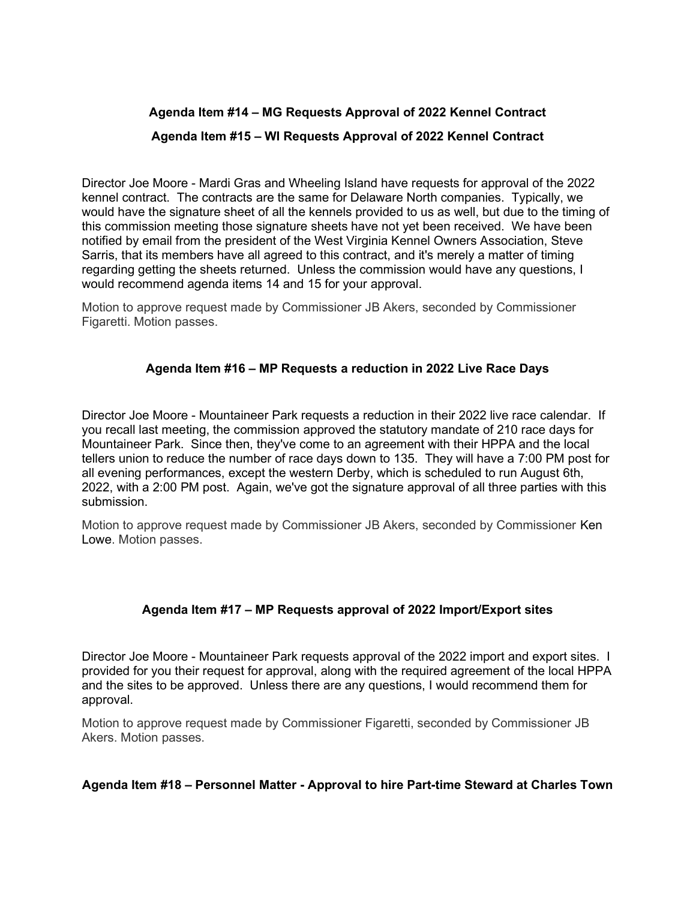**Agenda Item #14 – MG Requests Approval of 2022 Kennel Contract**

**Agenda Item #15 – WI Requests Approval of 2022 Kennel Contract**

Director Joe Moore - Mardi Gras and Wheeling Island have requests for approval of the 2022 kennel contract. The contracts are the same for Delaware North companies. Typically, we would have the signature sheet of all the kennels provided to us as well, but due to the timing of this commission meeting those signature sheets have not yet been received. We have been notified by email from the president of the West Virginia Kennel Owners Association, Steve Sarris, that its members have all agreed to this contract, and it's merely a matter of timing regarding getting the sheets returned. Unless the commission would have any questions, I would recommend agenda items 14 and 15 for your approval.

Motion to approve request made by Commissioner JB Akers, seconded by Commissioner Figaretti. Motion passes.

**Agenda Item #16 – MP Requests a reduction in 2022 Live Race Days**

Director Joe Moore - Mountaineer Park requests a reduction in their 2022 live race calendar. If you recall last meeting, the commission approved the statutory mandate of 210 race days for Mountaineer Park. Since then, they've come to an agreement with their HPPA and the local tellers union to reduce the number of race days down to 135. They will have a 7:00 PM post for all evening performances, except the western Derby, which is scheduled to run August 6th, 2022, with a 2:00 PM post. Again, we've got the signature approval of all three parties with this submission.

Motion to approve request made by Commissioner JB Akers, seconded by Commissioner Ken Lowe. Motion passes.

**Agenda Item #17 – MP Requests approval of 2022 Import/Export sites**

Director Joe Moore - Mountaineer Park requests approval of the 2022 import and export sites. I provided for you their request for approval, along with the required agreement of the local HPPA and the sites to be approved. Unless there are any questions, I would recommend them for approval.

Motion to approve request made by Commissioner Figaretti, seconded by Commissioner JB Akers. Motion passes.

**Agenda Item #18 – Personnel Matter - Approval to hire Part-time Steward at Charles Town**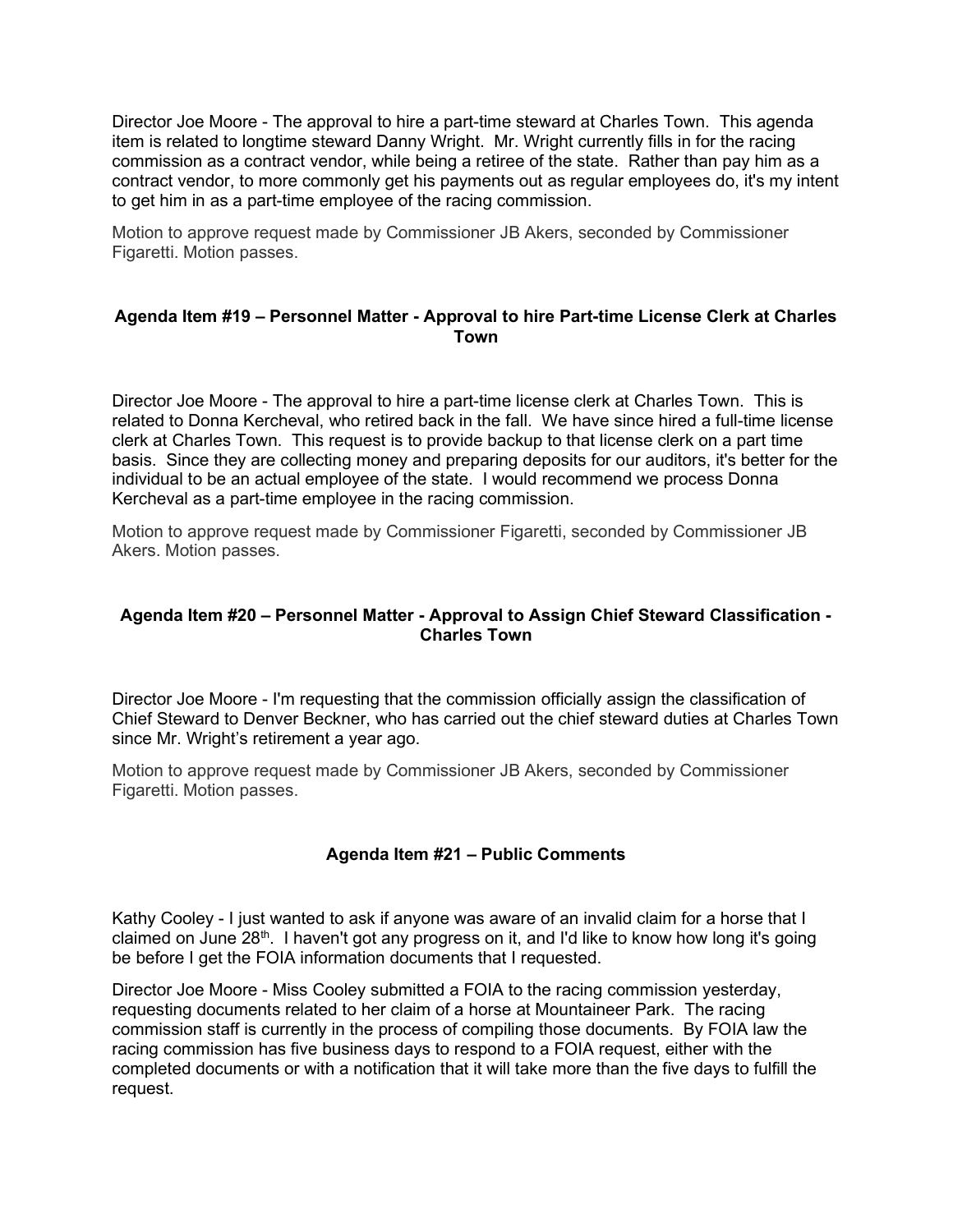Director Joe Moore - The approval to hire a part-time steward at Charles Town. This agenda item is related to longtime steward Danny Wright. Mr. Wright currently fills in for the racing commission as a contract vendor, while being a retiree of the state. Rather than pay him as a contract vendor, to more commonly get his payments out as regular employees do, it's my intent to get him in as a part-time employee of the racing commission.

Motion to approve request made by Commissioner JB Akers, seconded by Commissioner Figaretti. Motion passes.

### Agenda Item #19 – Personnel Matter - Approval to hire Part-time License Clerk at Charles Town

Director Joe Moore - The approval to hire a part-time license clerk at Charles Town. This is related to Donna Kercheval, who retired back in the fall. We have since hired a full-time license clerk at Charles Town. This request is to provide backup to that license clerk on a part time basis. Since they are collecting money and preparing deposits for our auditors, it's better for the individual to be an actual employee of the state. I would recommend we process Donna Kercheval as a part-time employee in the racing commission.

Motion to approve request made by Commissioner Figaretti, seconded by Commissioner JB Akers. Motion passes.

### Agenda Item #20 – Personnel Matter - Approval to Assign Chief Steward Classification - Charles Town

Director Joe Moore - I'm requesting that the commission officially assign the classification of Chief Steward to Denver Beckner, who has carried out the chief steward duties at Charles Town since Mr. Wright's retirement a year ago.

Motion to approve request made by Commissioner JB Akers, seconded by Commissioner Figaretti. Motion passes.

### Agenda Item #21 – Public Comments

Kathy Cooley - I just wanted to ask if anyone was aware of an invalid claim for a horse that I claimed on June 28th. I haven't got any progress on it, and I'd like to know how long it's going be before I get the FOIA information documents that I requested.

Director Joe Moore - Miss Cooley submitted a FOIA to the racing commission yesterday, requesting documents related to her claim of a horse at Mountaineer Park. The racing commission staff is currently in the process of compiling those documents. By FOIA law the racing commission has five business days to respond to a FOIA request, either with the completed documents or with a notification that it will take more than the five days to fulfill the request.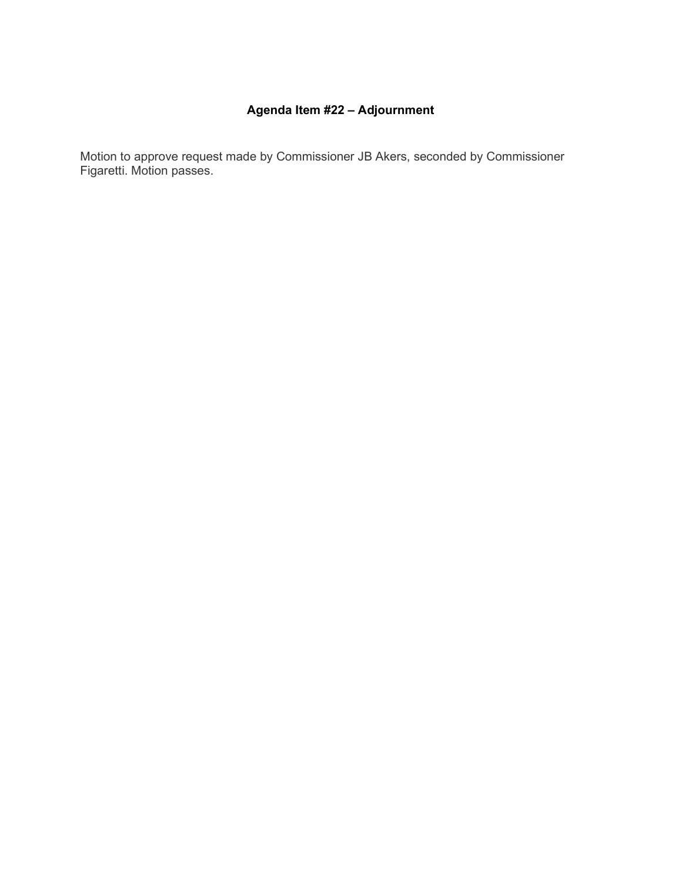### Agenda Item #22 – Adjournment

Motion to approve request made by Commissioner JB Akers, seconded by Commissioner Figaretti. Motion passes.